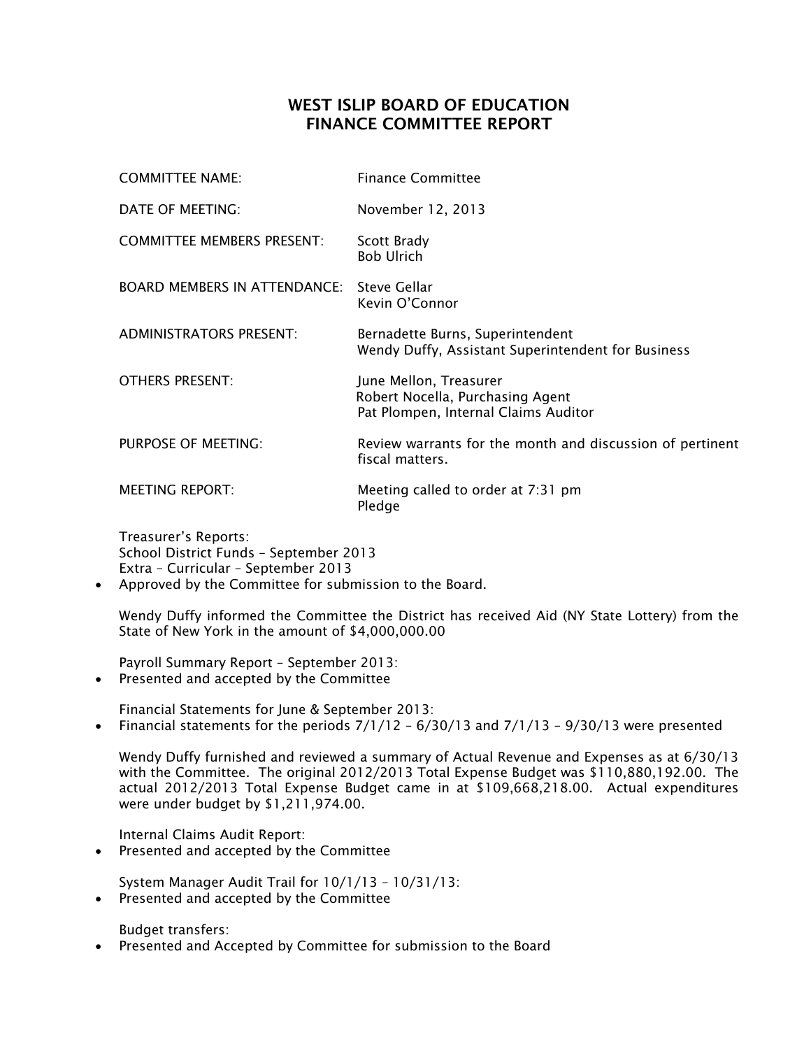# WEST ISLIP BOARD OF EDUCATION
## FINANCE COMMITTEE REPORT

| | |
|---|---|
| COMMITTEE NAME: | Finance Committee |
| DATE OF MEETING: | November 12, 2013 |
| COMMITTEE MEMBERS PRESENT: | Scott Brady<br>Bob Ulrich |
| BOARD MEMBERS IN ATTENDANCE: | Steve Gellar<br>Kevin O'Connor |
| ADMINISTRATORS PRESENT: | Bernadette Burns, Superintendent<br>Wendy Duffy, Assistant Superintendent for Business |
| OTHERS PRESENT: | June Mellon, Treasurer<br>Robert Nocella, Purchasing Agent<br>Pat Plompen, Internal Claims Auditor |
| PURPOSE OF MEETING: | Review warrants for the month and discussion of pertinent fiscal matters. |
| MEETING REPORT: | Meeting called to order at 7:31 pm<br>Pledge |

Treasurer's Reports:
School District Funds – September 2013
Extra – Curricular – September 2013

- Approved by the Committee for submission to the Board.

Wendy Duffy informed the Committee the District has received Aid (NY State Lottery) from the State of New York in the amount of $4,000,000.00

Payroll Summary Report – September 2013:

- Presented and accepted by the Committee

Financial Statements for June & September 2013:

- Financial statements for the periods 7/1/12 – 6/30/13 and 7/1/13 – 9/30/13 were presented

Wendy Duffy furnished and reviewed a summary of Actual Revenue and Expenses as at 6/30/13 with the Committee. The original 2012/2013 Total Expense Budget was $110,880,192.00. The actual 2012/2013 Total Expense Budget came in at $109,668,218.00. Actual expenditures were under budget by $1,211,974.00.

Internal Claims Audit Report:

- Presented and accepted by the Committee

System Manager Audit Trail for 10/1/13 – 10/31/13:

- Presented and accepted by the Committee

Budget transfers:

- Presented and Accepted by Committee for submission to the Board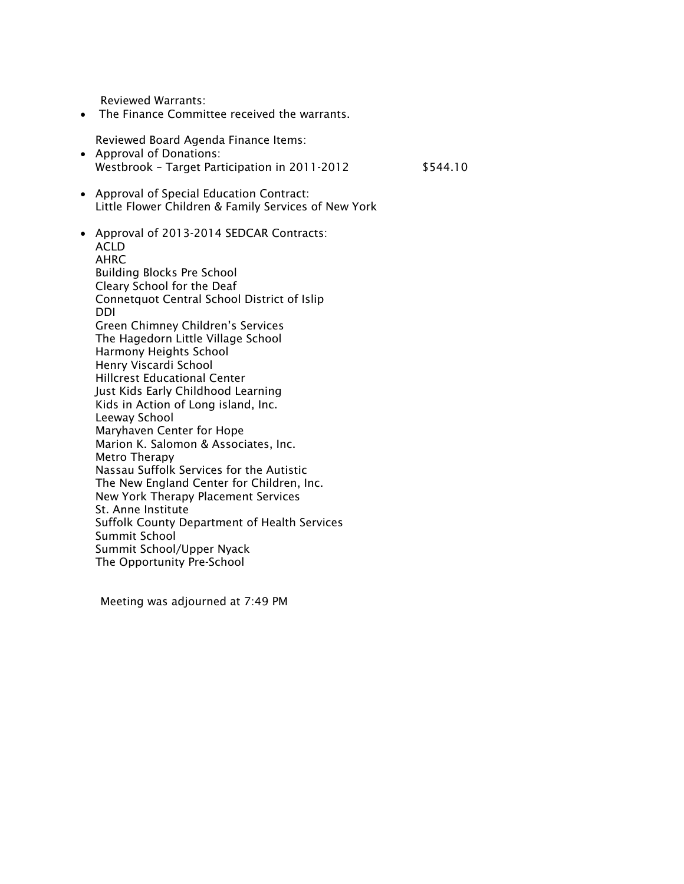Reviewed Warrants:

- The Finance Committee received the warrants.

Reviewed Board Agenda Finance Items:

- Approval of Donations:
  Westbrook – Target Participation in 2011-2012 $544.10

- Approval of Special Education Contract:
  Little Flower Children & Family Services of New York

- Approval of 2013-2014 SEDCAR Contracts:
  ACLD
  AHRC
  Building Blocks Pre School
  Cleary School for the Deaf
  Connetquot Central School District of Islip
  DDI
  Green Chimney Children's Services
  The Hagedorn Little Village School
  Harmony Heights School
  Henry Viscardi School
  Hillcrest Educational Center
  Just Kids Early Childhood Learning
  Kids in Action of Long island, Inc.
  Leeway School
  Maryhaven Center for Hope
  Marion K. Salomon & Associates, Inc.
  Metro Therapy
  Nassau Suffolk Services for the Autistic
  The New England Center for Children, Inc.
  New York Therapy Placement Services
  St. Anne Institute
  Suffolk County Department of Health Services
  Summit School
  Summit School/Upper Nyack
  The Opportunity Pre-School

Meeting was adjourned at 7:49 PM